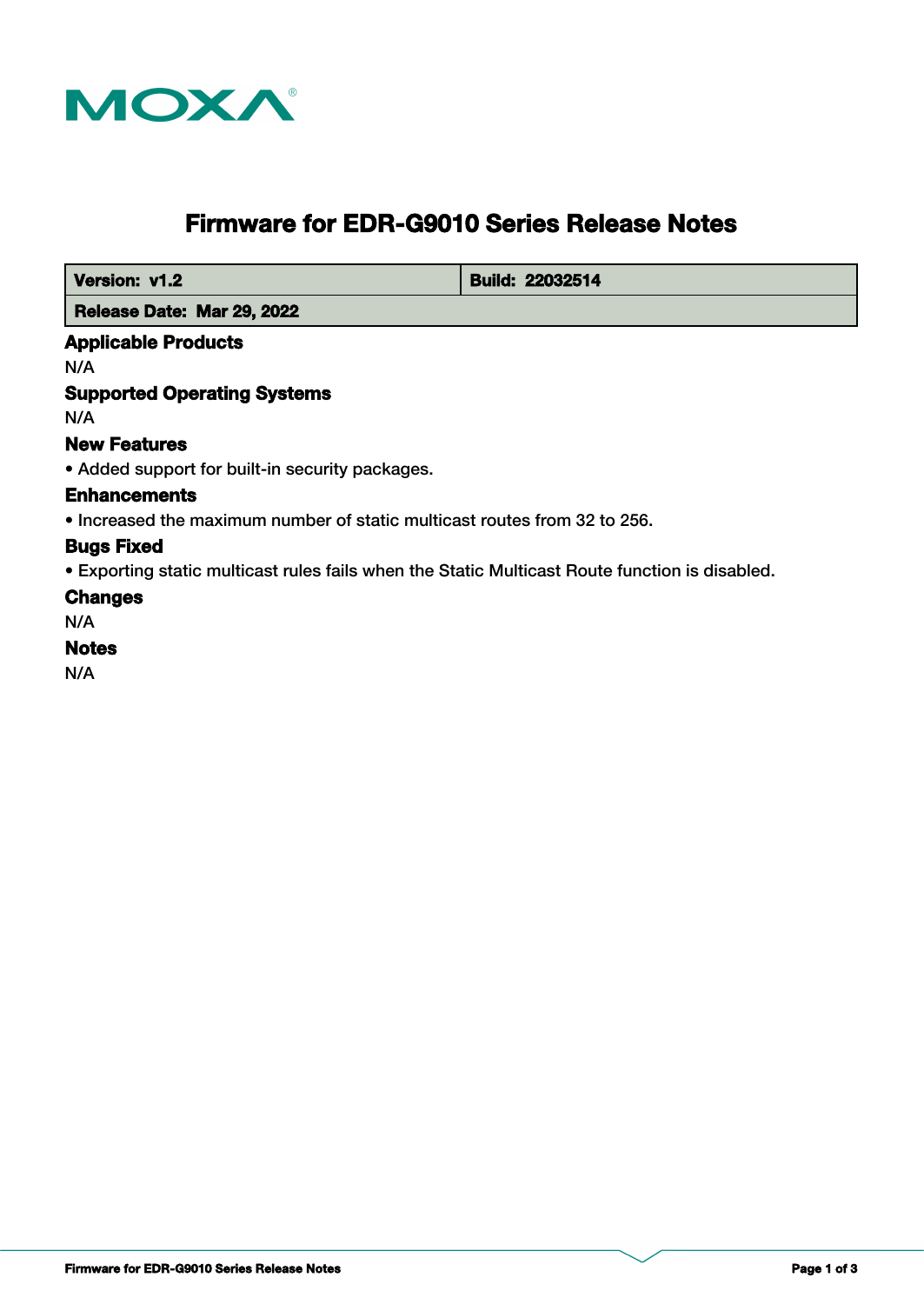# Firmware for EDR-G9010 Series Release Notes

| Version: v1.2 | Build: 22032514 |
| --- | --- |
| Release Date: Mar 29, 2022 | |

### Applicable Products

N/A

### Supported Operating Systems

N/A

### New Features

- Added support for built-in security packages.

### Enhancements

- Increased the maximum number of static multicast routes from 32 to 256.

### Bugs Fixed

- Exporting static multicast rules fails when the Static Multicast Route function is disabled.

### Changes

N/A

### Notes

N/A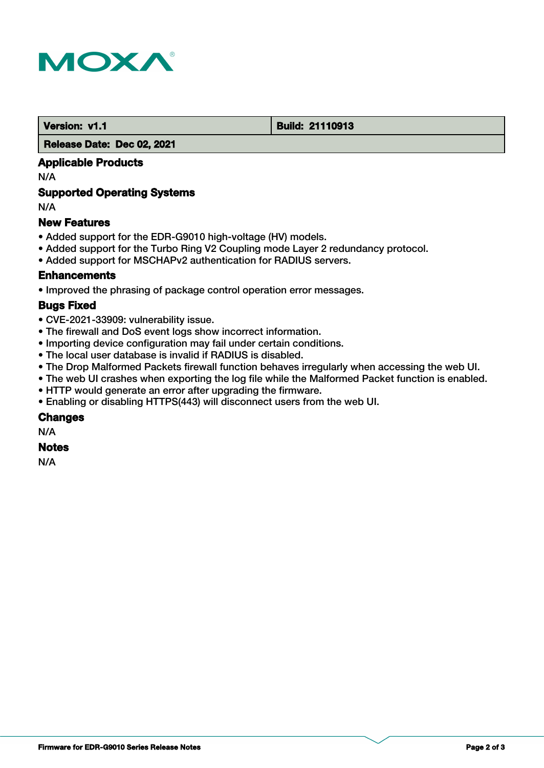| Version: v1.1 | Build: 21110913 |
| --- | --- |
| Release Date: Dec 02, 2021 | |

## Applicable Products

N/A

## Supported Operating Systems

N/A

## New Features

- Added support for the EDR-G9010 high-voltage (HV) models.
- Added support for the Turbo Ring V2 Coupling mode Layer 2 redundancy protocol.
- Added support for MSCHAPv2 authentication for RADIUS servers.

## Enhancements

- Improved the phrasing of package control operation error messages.

## Bugs Fixed

- CVE-2021-33909: vulnerability issue.
- The firewall and DoS event logs show incorrect information.
- Importing device configuration may fail under certain conditions.
- The local user database is invalid if RADIUS is disabled.
- The Drop Malformed Packets firewall function behaves irregularly when accessing the web UI.
- The web UI crashes when exporting the log file while the Malformed Packet function is enabled.
- HTTP would generate an error after upgrading the firmware.
- Enabling or disabling HTTPS(443) will disconnect users from the web UI.

## Changes

N/A

## Notes

N/A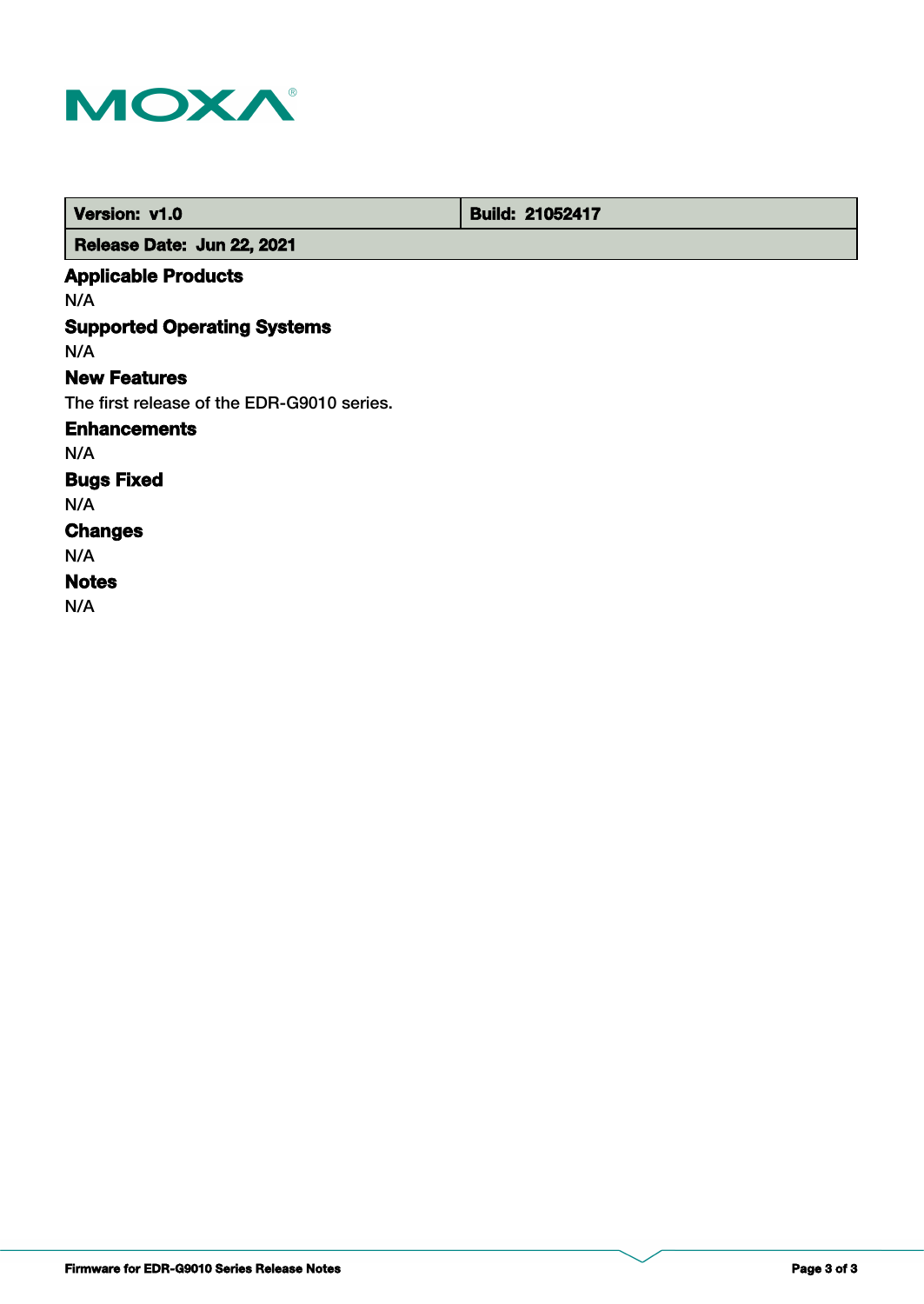| Version: v1.0 | Build: 21052417 |
| --- | --- |
| Release Date: Jun 22, 2021 | |

### Applicable Products

N/A

### Supported Operating Systems

N/A

### New Features

The first release of the EDR-G9010 series.

### Enhancements

N/A

### Bugs Fixed

N/A

### Changes

N/A

### Notes

N/A